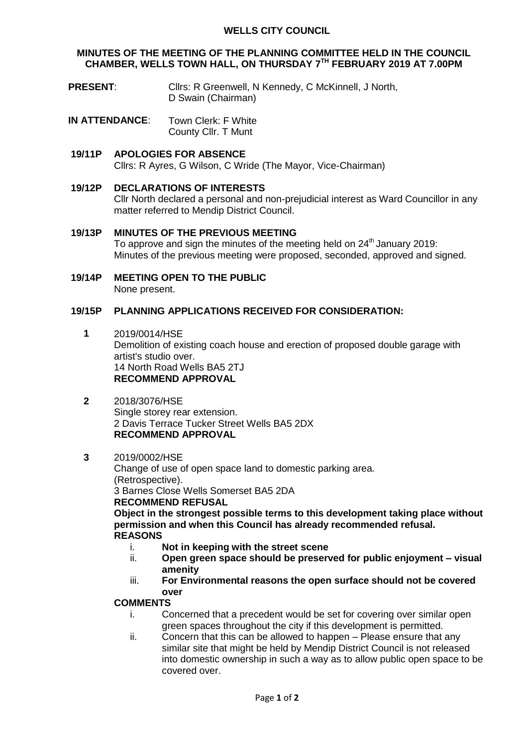# WELLS CITY COUNCIL

## MINUTES OF THE MEETING OF THE PLANNING COMMITTEE HELD IN THE COUNCIL CHAMBER, WELLS TOWN HALL, ON THURSDAY 7TH FEBRUARY 2019 AT 7.00PM

**PRESENT**: Cllrs: R Greenwell, N Kennedy, C McKinnell, J North, D Swain (Chairman)

**IN ATTENDANCE**: Town Clerk: F White
County Cllr. T Munt

### 19/11P APOLOGIES FOR ABSENCE

Cllrs: R Ayres, G Wilson, C Wride (The Mayor, Vice-Chairman)

### 19/12P DECLARATIONS OF INTERESTS

Cllr North declared a personal and non-prejudicial interest as Ward Councillor in any matter referred to Mendip District Council.

### 19/13P MINUTES OF THE PREVIOUS MEETING

To approve and sign the minutes of the meeting held on 24th January 2019:
Minutes of the previous meeting were proposed, seconded, approved and signed.

### 19/14P MEETING OPEN TO THE PUBLIC

None present.

### 19/15P PLANNING APPLICATIONS RECEIVED FOR CONSIDERATION:

**1** 2019/0014/HSE
Demolition of existing coach house and erection of proposed double garage with artist's studio over.
14 North Road Wells BA5 2TJ
**RECOMMEND APPROVAL**

**2** 2018/3076/HSE
Single storey rear extension.
2 Davis Terrace Tucker Street Wells BA5 2DX
**RECOMMEND APPROVAL**

**3** 2019/0002/HSE
Change of use of open space land to domestic parking area.
(Retrospective).
3 Barnes Close Wells Somerset BA5 2DA
**RECOMMEND REFUSAL**
**Object in the strongest possible terms to this development taking place without permission and when this Council has already recommended refusal.**
**REASONS**

i. **Not in keeping with the street scene**
ii. **Open green space should be preserved for public enjoyment – visual amenity**
iii. **For Environmental reasons the open surface should not be covered over**

**COMMENTS**

i. Concerned that a precedent would be set for covering over similar open green spaces throughout the city if this development is permitted.
ii. Concern that this can be allowed to happen – Please ensure that any similar site that might be held by Mendip District Council is not released into domestic ownership in such a way as to allow public open space to be covered over.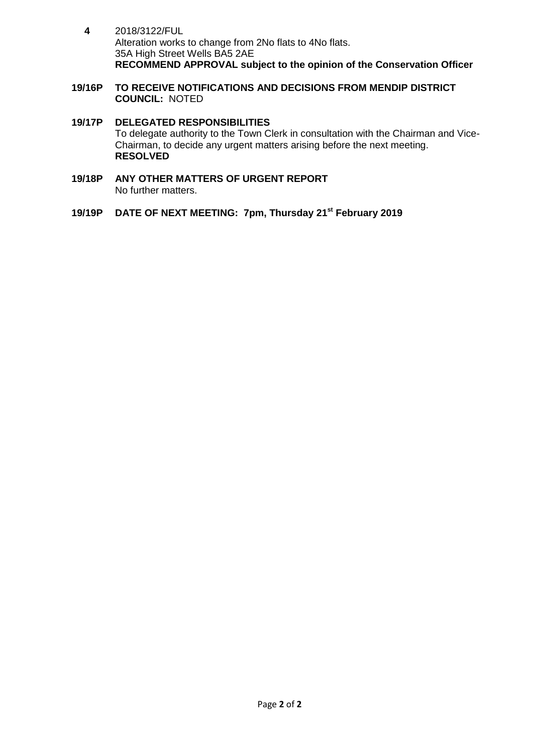**4** 2018/3122/FUL
Alteration works to change from 2No flats to 4No flats.
35A High Street Wells BA5 2AE
**RECOMMEND APPROVAL subject to the opinion of the Conservation Officer**

**19/16P TO RECEIVE NOTIFICATIONS AND DECISIONS FROM MENDIP DISTRICT COUNCIL:** NOTED

**19/17P DELEGATED RESPONSIBILITIES**
To delegate authority to the Town Clerk in consultation with the Chairman and Vice-Chairman, to decide any urgent matters arising before the next meeting.
**RESOLVED**

**19/18P ANY OTHER MATTERS OF URGENT REPORT**
No further matters.

**19/19P DATE OF NEXT MEETING: 7pm, Thursday 21st February 2019**